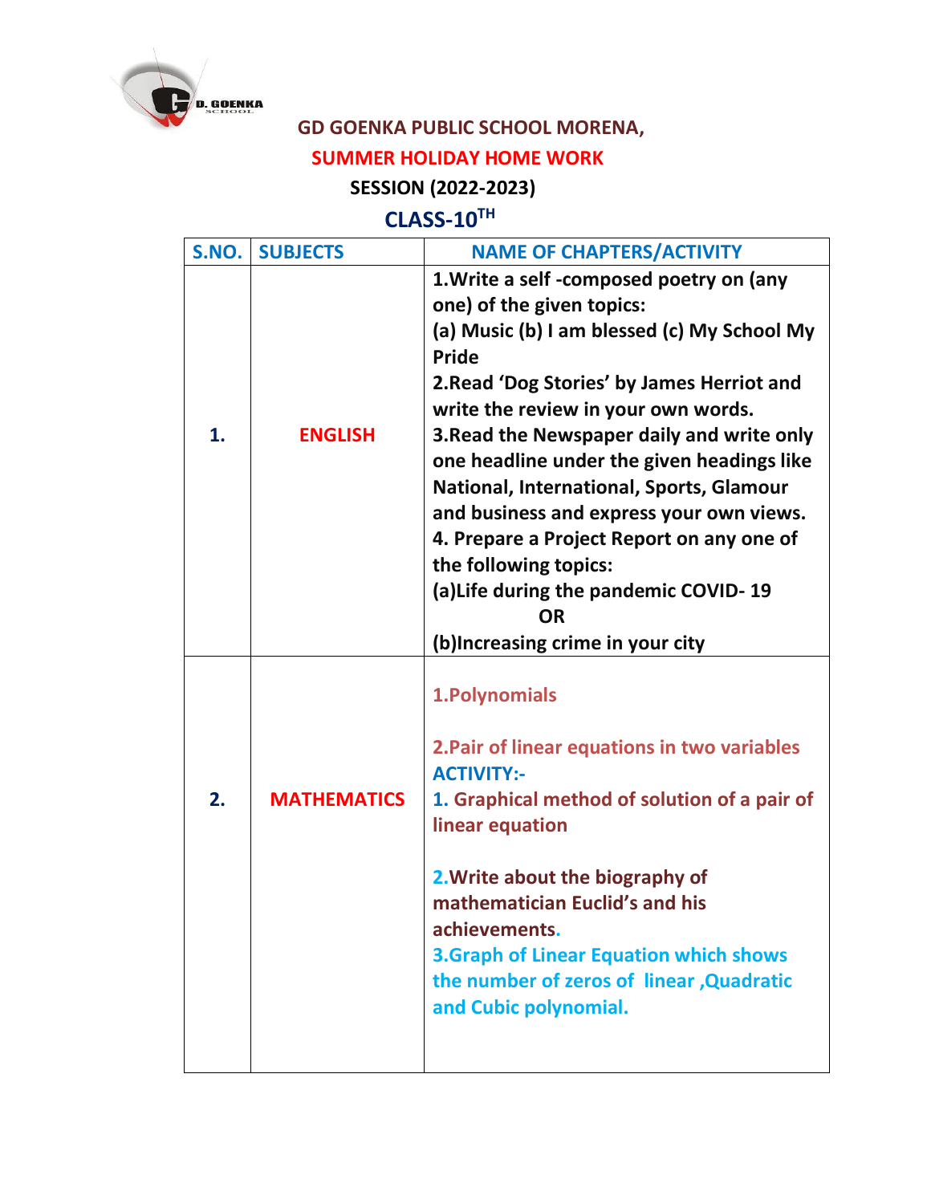# GD GOENKA PUBLIC SCHOOL MORENA,

## SUMMER HOLIDAY HOME WORK

### SESSION (2022-2023)

### CLASS-10TH

| S.NO. | SUBJECTS | NAME OF CHAPTERS/ACTIVITY |
|---|---|---|
| 1. | ENGLISH | 1.Write a self -composed poetry on (any one) of the given topics:<br>(a) Music (b) I am blessed (c) My School My Pride<br>2.Read 'Dog Stories' by James Herriot and write the review in your own words.<br>3.Read the Newspaper daily and write only one headline under the given headings like National, International, Sports, Glamour and business and express your own views.<br>4. Prepare a Project Report on any one of the following topics:<br>(a)Life during the pandemic COVID- 19<br>OR<br>(b)Increasing crime in your city |
| 2. | MATHEMATICS | 1.Polynomials<br><br>2.Pair of linear equations in two variables<br>ACTIVITY:-<br>1. Graphical method of solution of a pair of linear equation<br><br>2.Write about the biography of mathematician Euclid's and his achievements.<br>3.Graph of Linear Equation which shows the number of zeros of linear ,Quadratic and Cubic polynomial. |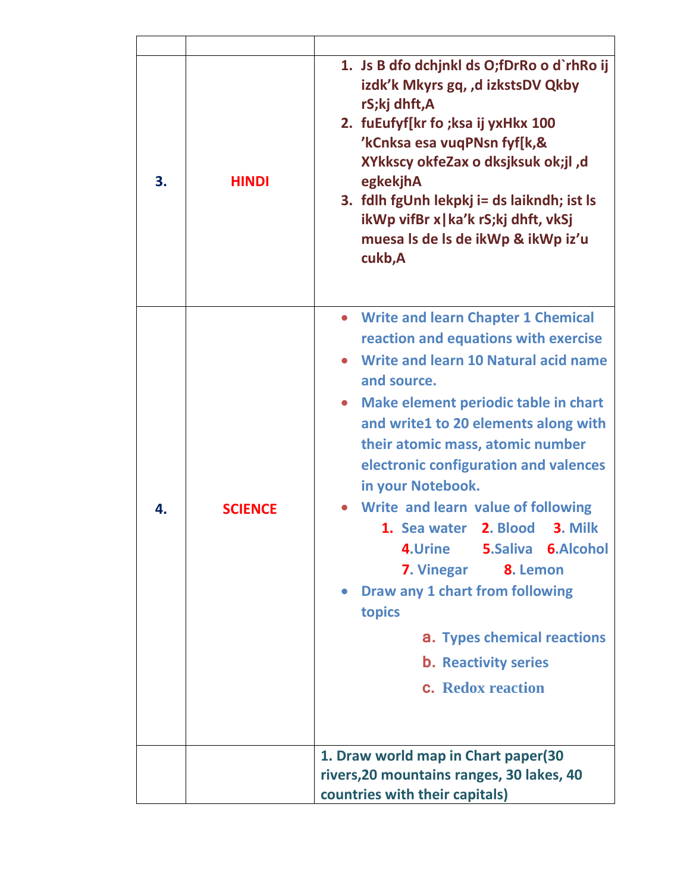| | | |
|---|---|---|
| 3. | HINDI | 1. Js B dfo dchjnkl ds O;fDrRo o d`rhRo ij izdk'k Mkyrs gq, ,d izkstsDV Qkby rS;kj dhft,A<br>2. fuEufyf[kr fo ;ksa ij yxHkx 100 'kCnksa esa vuqPNsn fyf[k,& XYkkscy okfeZax o dksjksuk ok;jl ,d egkekjhA<br>3. fdlh fgUnh lekpkj i= ds laikndh; ist ls ikWp vifBr x\|ka'k rS;kj dhft, vkSj muesa ls de ls de ikWp & ikWp iz'u cukb,A |
| 4. | SCIENCE | • Write and learn Chapter 1 Chemical reaction and equations with exercise<br>• Write and learn 10 Natural acid name and source.<br>• Make element periodic table in chart and write1 to 20 elements along with their atomic mass, atomic number electronic configuration and valences in your Notebook.<br>• Write and learn value of following<br>1. Sea water 2. Blood 3. Milk 4.Urine 5.Saliva 6.Alcohol 7. Vinegar 8. Lemon<br>• Draw any 1 chart from following topics<br>a. Types chemical reactions<br>b. Reactivity series<br>c. Redox reaction |
| | | 1. Draw world map in Chart paper(30 rivers,20 mountains ranges, 30 lakes, 40 countries with their capitals) |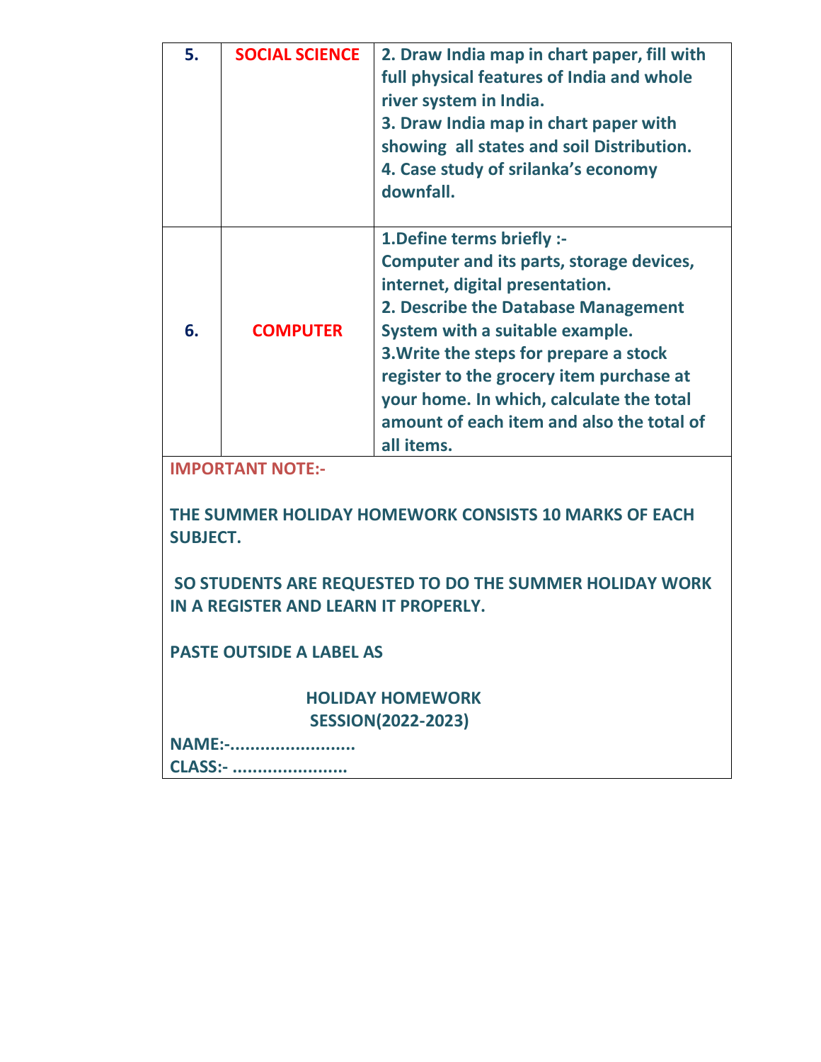| | | |
|---|---|---|
| **5.** | **SOCIAL SCIENCE** | **2. Draw India map in chart paper, fill with full physical features of India and whole river system in India.**<br>**3. Draw India map in chart paper with showing all states and soil Distribution.**<br>**4. Case study of srilanka's economy downfall.** |
| **6.** | **COMPUTER** | **1.Define terms briefly :-**<br>**Computer and its parts, storage devices, internet, digital presentation.**<br>**2. Describe the Database Management System with a suitable example.**<br>**3.Write the steps for prepare a stock register to the grocery item purchase at your home. In which, calculate the total amount of each item and also the total of all items.** |

**IMPORTANT NOTE:-**

**THE SUMMER HOLIDAY HOMEWORK CONSISTS 10 MARKS OF EACH SUBJECT.**

**SO STUDENTS ARE REQUESTED TO DO THE SUMMER HOLIDAY WORK IN A REGISTER AND LEARN IT PROPERLY.**

**PASTE OUTSIDE A LABEL AS**

**HOLIDAY HOMEWORK**
**SESSION(2022-2023)**

**NAME:-.........................**
**CLASS:- .......................**